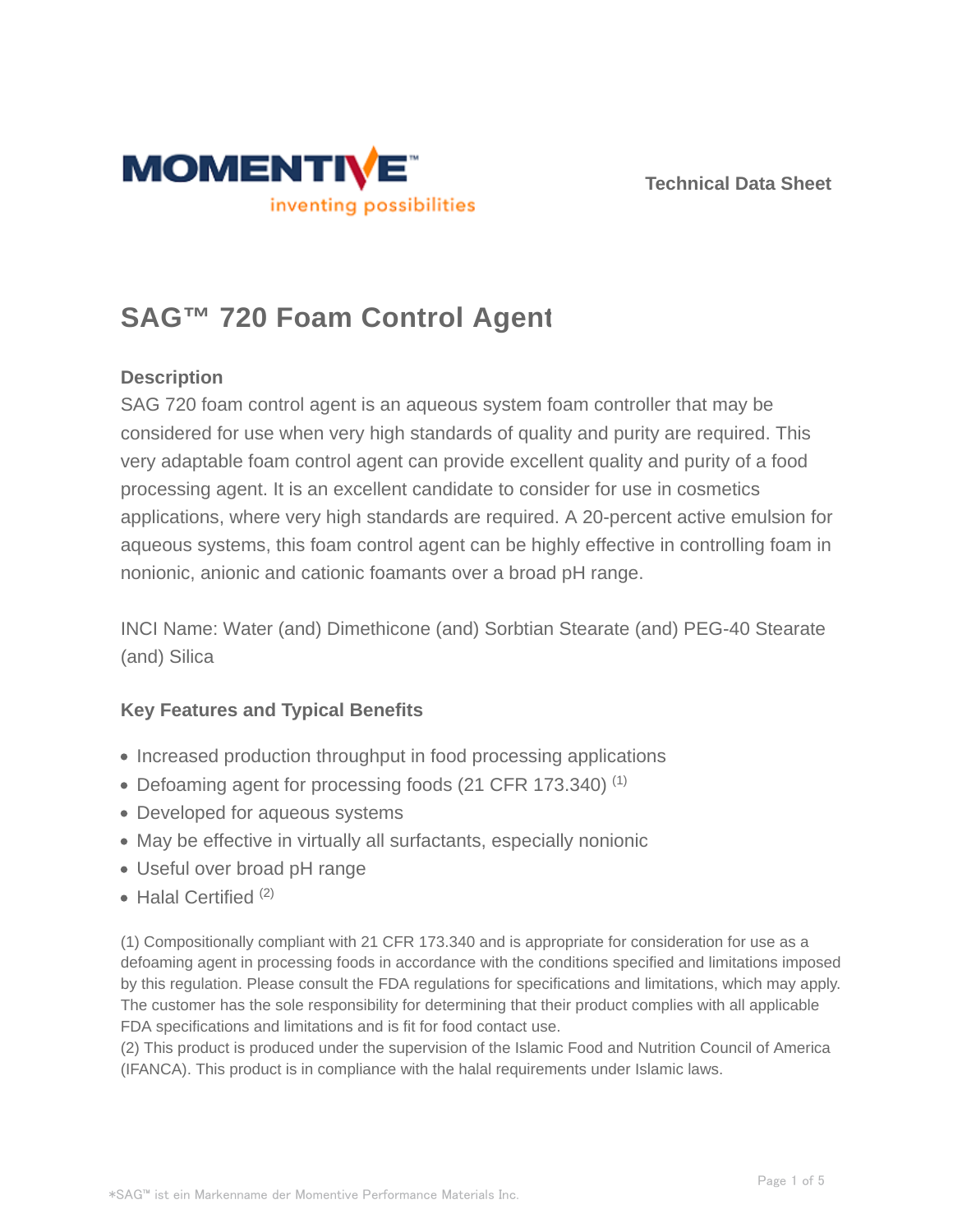Technical Data Sheet

# SAG™ 720 Foam Control Agent

## Description

SAG 720 foam control agent is an aqueous system foam controller that may be considered for use when very high standards of quality and purity are required. This very adaptable foam control agent can provide excellent quality and purity of a food processing agent. It is an excellent candidate to consider for use in cosmetics applications, where very high standards are required. A 20-percent active emulsion for aqueous systems, this foam control agent can be highly effective in controlling foam in nonionic, anionic and cationic foamants over a broad pH range.

INCI Name: Water (and) Dimethicone (and) Sorbtian Stearate (and) PEG-40 Stearate (and) Silica

## Key Features and Typical Benefits

- Increased production throughput in food processing applications
- Defoaming agent for processing foods (21 CFR 173.340) (1)
- Developed for aqueous systems
- May be effective in virtually all surfactants, especially nonionic
- Useful over broad pH range
- Halal Certified (2)

(1) Compositionally compliant with 21 CFR 173.340 and is appropriate for consideration for use as a defoaming agent in processing foods in accordance with the conditions specified and limitations imposed by this regulation. Please consult the FDA regulations for specifications and limitations, which may apply. The customer has the sole responsibility for determining that their product complies with all applicable FDA specifications and limitations and is fit for food contact use.
(2) This product is produced under the supervision of the Islamic Food and Nutrition Council of America (IFANCA). This product is in compliance with the halal requirements under Islamic laws.

*SAG™ ist ein Markenname der Momentive Performance Materials Inc.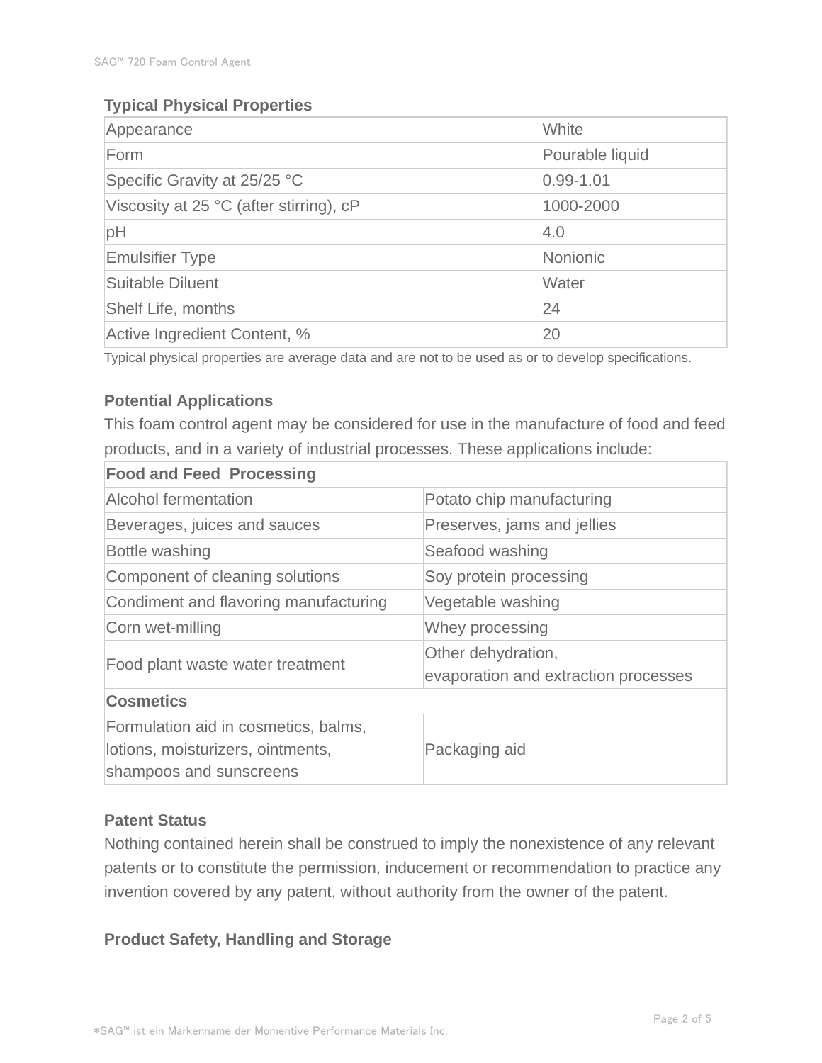### Typical Physical Properties

| Property | Value |
|---|---|
| Appearance | White |
| Form | Pourable liquid |
| Specific Gravity at 25/25 °C | 0.99-1.01 |
| Viscosity at 25 °C (after stirring), cP | 1000-2000 |
| pH | 4.0 |
| Emulsifier Type | Nonionic |
| Suitable Diluent | Water |
| Shelf Life, months | 24 |
| Active Ingredient Content, % | 20 |

Typical physical properties are average data and are not to be used as or to develop specifications.

### Potential Applications

This foam control agent may be considered for use in the manufacture of food and feed products, and in a variety of industrial processes. These applications include:

| **Food and Feed Processing** | |
|---|---|
| Alcohol fermentation | Potato chip manufacturing |
| Beverages, juices and sauces | Preserves, jams and jellies |
| Bottle washing | Seafood washing |
| Component of cleaning solutions | Soy protein processing |
| Condiment and flavoring manufacturing | Vegetable washing |
| Corn wet-milling | Whey processing |
| Food plant waste water treatment | Other dehydration, evaporation and extraction processes |
| **Cosmetics** | |
| Formulation aid in cosmetics, balms, lotions, moisturizers, ointments, shampoos and sunscreens | Packaging aid |

### Patent Status

Nothing contained herein shall be construed to imply the nonexistence of any relevant patents or to constitute the permission, inducement or recommendation to practice any invention covered by any patent, without authority from the owner of the patent.

### Product Safety, Handling and Storage

*SAG™ ist ein Markenname der Momentive Performance Materials Inc.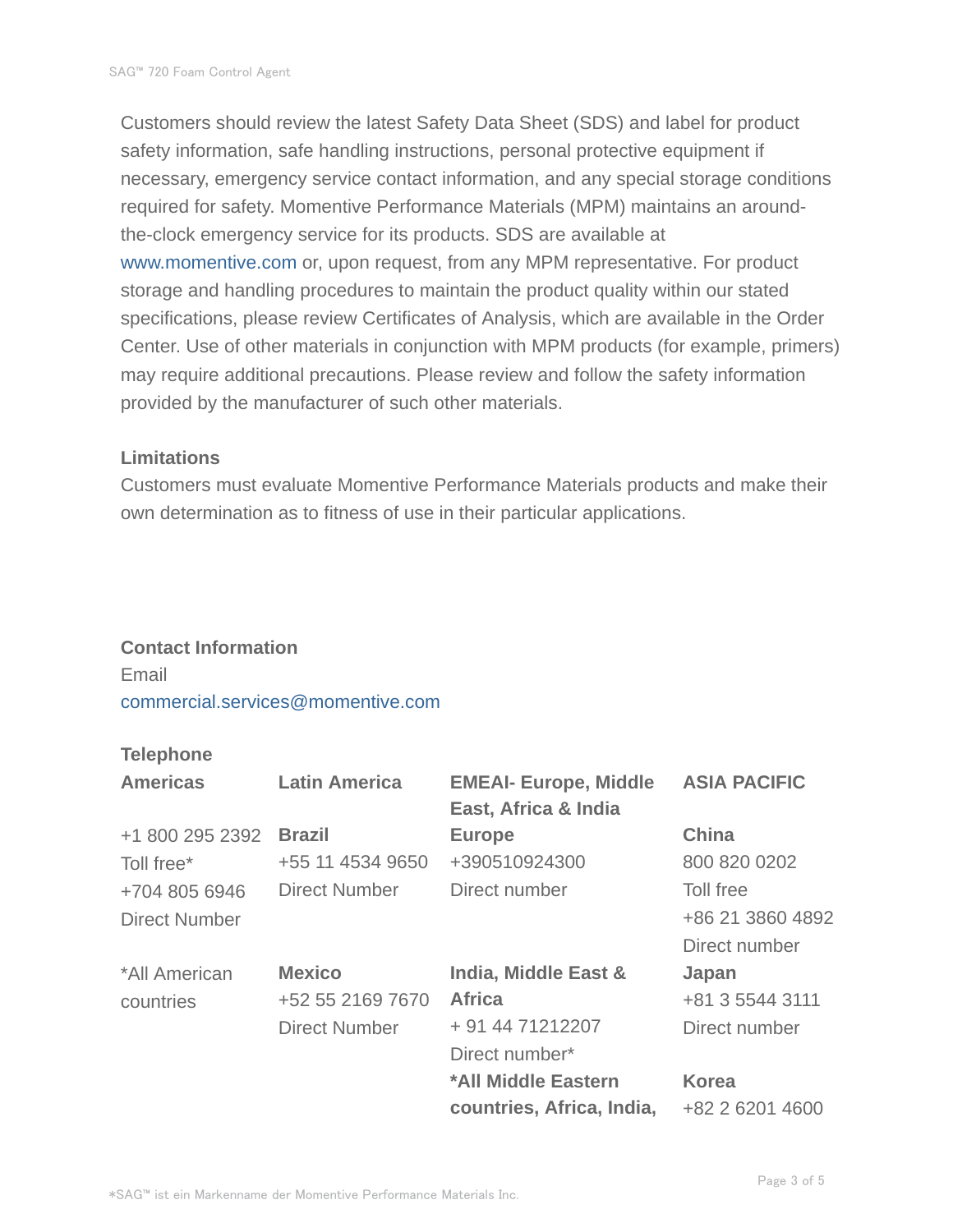Customers should review the latest Safety Data Sheet (SDS) and label for product safety information, safe handling instructions, personal protective equipment if necessary, emergency service contact information, and any special storage conditions required for safety. Momentive Performance Materials (MPM) maintains an around-the-clock emergency service for its products. SDS are available at www.momentive.com or, upon request, from any MPM representative. For product storage and handling procedures to maintain the product quality within our stated specifications, please review Certificates of Analysis, which are available in the Order Center. Use of other materials in conjunction with MPM products (for example, primers) may require additional precautions. Please review and follow the safety information provided by the manufacturer of such other materials.

### Limitations

Customers must evaluate Momentive Performance Materials products and make their own determination as to fitness of use in their particular applications.

### Contact Information

Email

commercial.services@momentive.com

### Telephone

| Americas | Latin America | EMEAI- Europe, Middle East, Africa & India | ASIA PACIFIC |
|---|---|---|---|
| +1 800 295 2392<br>Toll free*<br>+704 805 6946<br>Direct Number | **Brazil**<br>+55 11 4534 9650<br>Direct Number | **Europe**<br>+390510924300<br>Direct number | **China**<br>800 820 0202<br>Toll free<br>+86 21 3860 4892<br>Direct number |
| *All American countries | **Mexico**<br>+52 55 2169 7670<br>Direct Number | **India, Middle East & Africa**<br>+ 91 44 71212207<br>Direct number* | **Japan**<br>+81 3 5544 3111<br>Direct number |
| | | ***All Middle Eastern countries, Africa, India,** | **Korea**<br>+82 2 6201 4600 |

*SAG™ ist ein Markenname der Momentive Performance Materials Inc.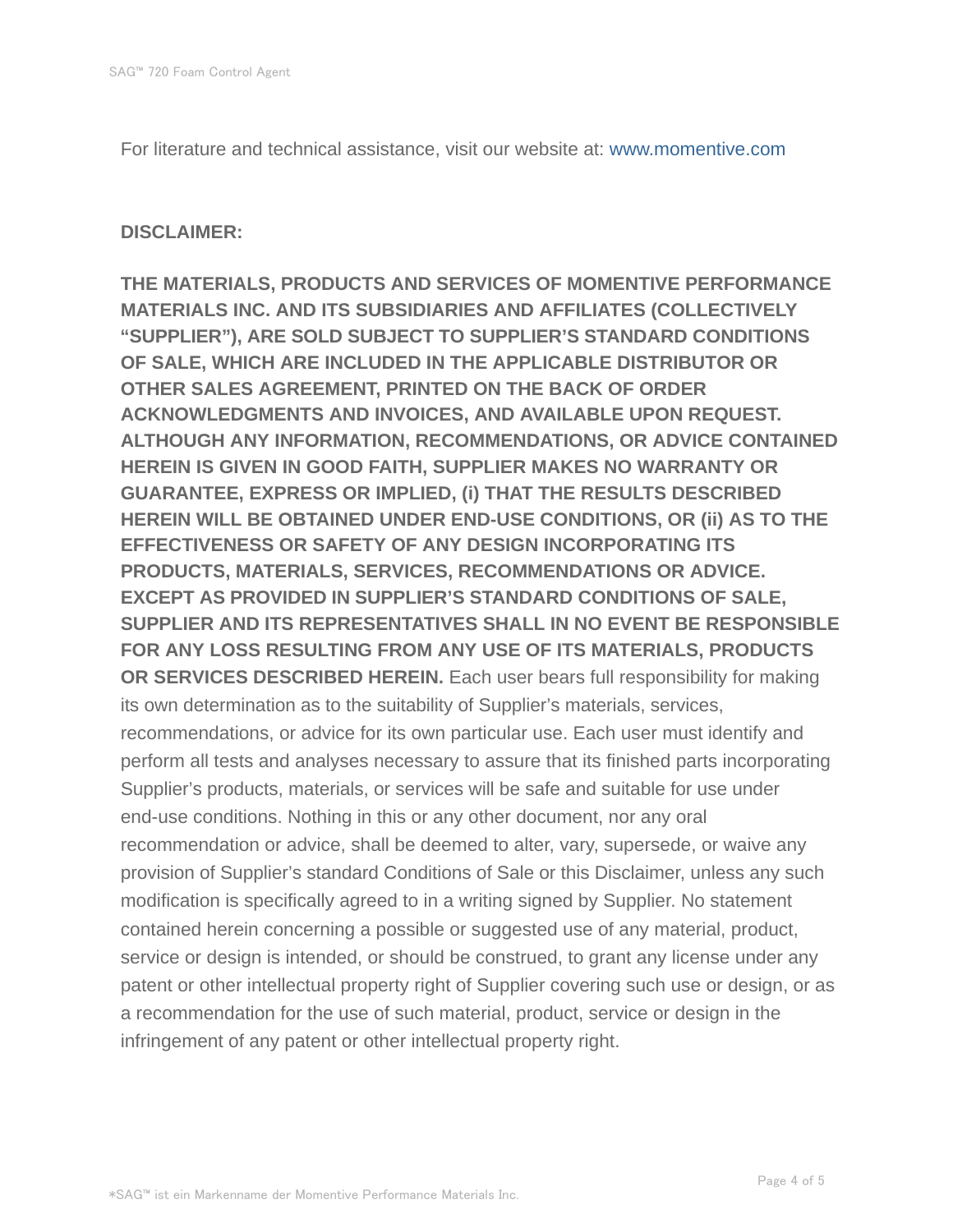For literature and technical assistance, visit our website at: www.momentive.com

**DISCLAIMER:**

**THE MATERIALS, PRODUCTS AND SERVICES OF MOMENTIVE PERFORMANCE MATERIALS INC. AND ITS SUBSIDIARIES AND AFFILIATES (COLLECTIVELY "SUPPLIER"), ARE SOLD SUBJECT TO SUPPLIER'S STANDARD CONDITIONS OF SALE, WHICH ARE INCLUDED IN THE APPLICABLE DISTRIBUTOR OR OTHER SALES AGREEMENT, PRINTED ON THE BACK OF ORDER ACKNOWLEDGMENTS AND INVOICES, AND AVAILABLE UPON REQUEST. ALTHOUGH ANY INFORMATION, RECOMMENDATIONS, OR ADVICE CONTAINED HEREIN IS GIVEN IN GOOD FAITH, SUPPLIER MAKES NO WARRANTY OR GUARANTEE, EXPRESS OR IMPLIED, (i) THAT THE RESULTS DESCRIBED HEREIN WILL BE OBTAINED UNDER END-USE CONDITIONS, OR (ii) AS TO THE EFFECTIVENESS OR SAFETY OF ANY DESIGN INCORPORATING ITS PRODUCTS, MATERIALS, SERVICES, RECOMMENDATIONS OR ADVICE. EXCEPT AS PROVIDED IN SUPPLIER'S STANDARD CONDITIONS OF SALE, SUPPLIER AND ITS REPRESENTATIVES SHALL IN NO EVENT BE RESPONSIBLE FOR ANY LOSS RESULTING FROM ANY USE OF ITS MATERIALS, PRODUCTS OR SERVICES DESCRIBED HEREIN.** Each user bears full responsibility for making its own determination as to the suitability of Supplier's materials, services, recommendations, or advice for its own particular use. Each user must identify and perform all tests and analyses necessary to assure that its finished parts incorporating Supplier's products, materials, or services will be safe and suitable for use under end-use conditions. Nothing in this or any other document, nor any oral recommendation or advice, shall be deemed to alter, vary, supersede, or waive any provision of Supplier's standard Conditions of Sale or this Disclaimer, unless any such modification is specifically agreed to in a writing signed by Supplier. No statement contained herein concerning a possible or suggested use of any material, product, service or design is intended, or should be construed, to grant any license under any patent or other intellectual property right of Supplier covering such use or design, or as a recommendation for the use of such material, product, service or design in the infringement of any patent or other intellectual property right.

*SAG™ ist ein Markenname der Momentive Performance Materials Inc.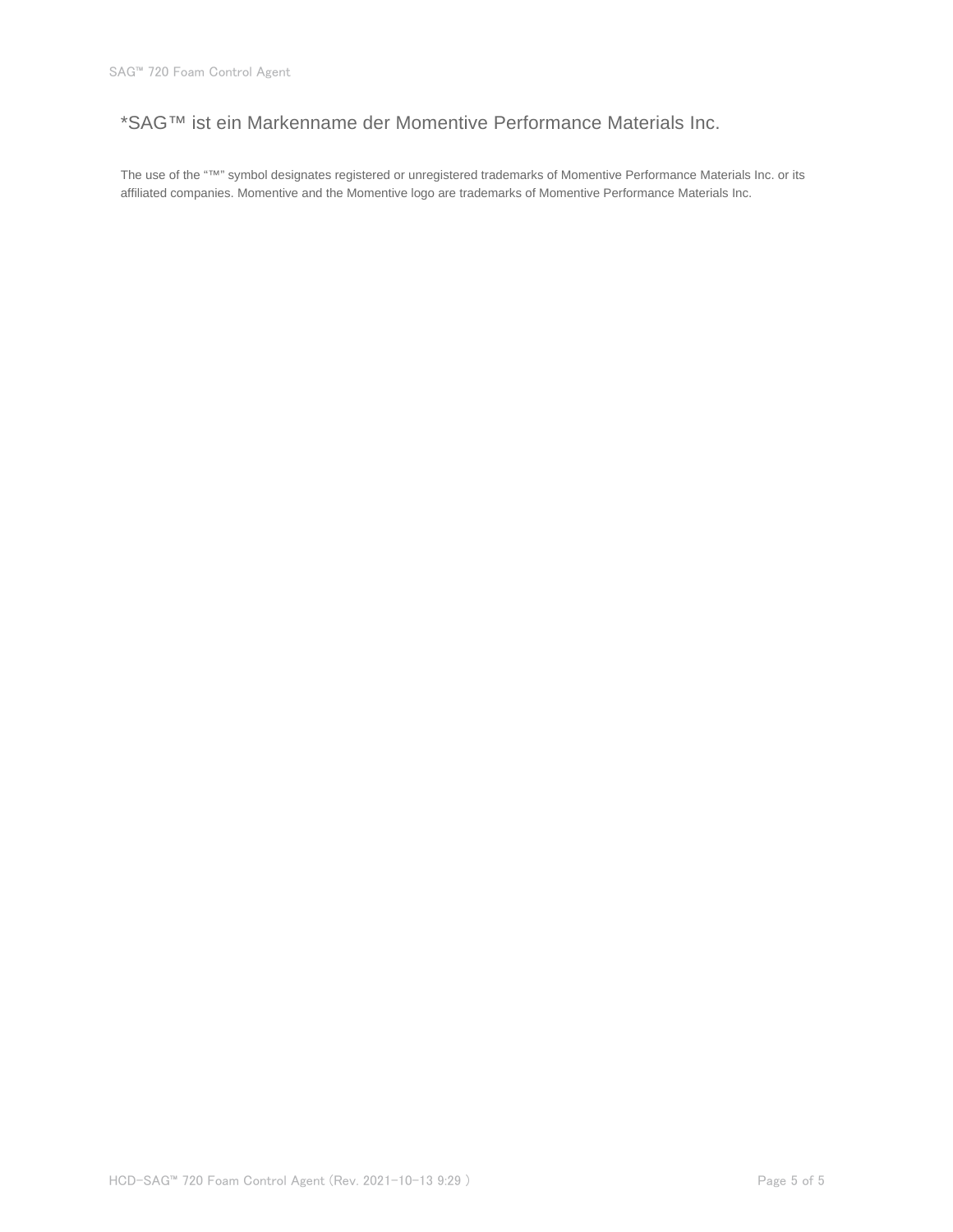## *SAG™ ist ein Markenname der Momentive Performance Materials Inc.

The use of the "™" symbol designates registered or unregistered trademarks of Momentive Performance Materials Inc. or its affiliated companies. Momentive and the Momentive logo are trademarks of Momentive Performance Materials Inc.